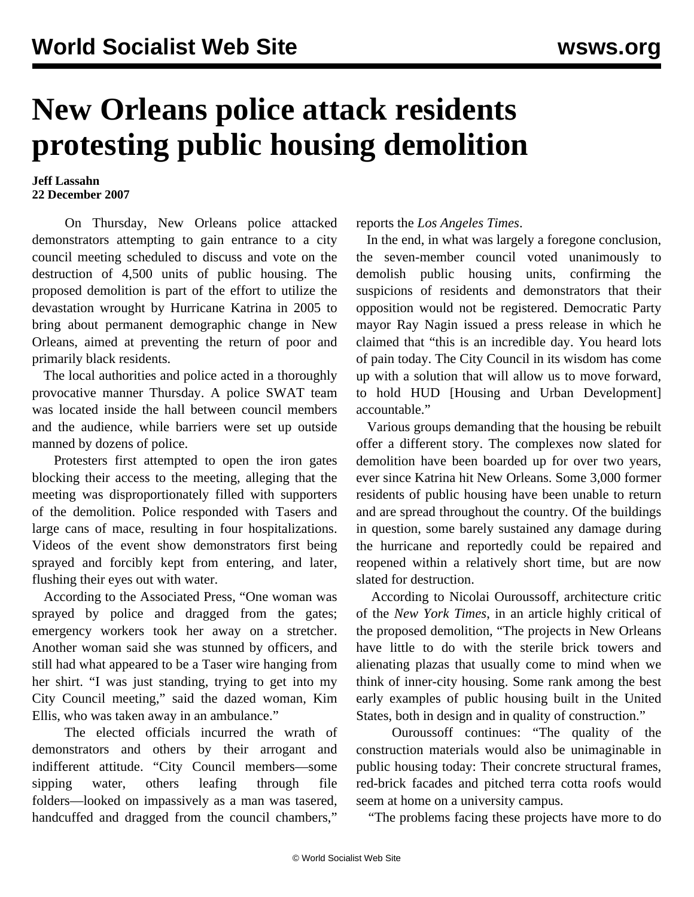# New Orleans police attack residents protesting public housing demolition

**Jeff Lassahn**
**22 December 2007**

On Thursday, New Orleans police attacked demonstrators attempting to gain entrance to a city council meeting scheduled to discuss and vote on the destruction of 4,500 units of public housing. The proposed demolition is part of the effort to utilize the devastation wrought by Hurricane Katrina in 2005 to bring about permanent demographic change in New Orleans, aimed at preventing the return of poor and primarily black residents.

The local authorities and police acted in a thoroughly provocative manner Thursday. A police SWAT team was located inside the hall between council members and the audience, while barriers were set up outside manned by dozens of police.

Protesters first attempted to open the iron gates blocking their access to the meeting, alleging that the meeting was disproportionately filled with supporters of the demolition. Police responded with Tasers and large cans of mace, resulting in four hospitalizations. Videos of the event show demonstrators first being sprayed and forcibly kept from entering, and later, flushing their eyes out with water.

According to the Associated Press, "One woman was sprayed by police and dragged from the gates; emergency workers took her away on a stretcher. Another woman said she was stunned by officers, and still had what appeared to be a Taser wire hanging from her shirt. "I was just standing, trying to get into my City Council meeting," said the dazed woman, Kim Ellis, who was taken away in an ambulance."

The elected officials incurred the wrath of demonstrators and others by their arrogant and indifferent attitude. "City Council members—some sipping water, others leafing through file folders—looked on impassively as a man was tasered, handcuffed and dragged from the council chambers," reports the *Los Angeles Times*.

In the end, in what was largely a foregone conclusion, the seven-member council voted unanimously to demolish public housing units, confirming the suspicions of residents and demonstrators that their opposition would not be registered. Democratic Party mayor Ray Nagin issued a press release in which he claimed that "this is an incredible day. You heard lots of pain today. The City Council in its wisdom has come up with a solution that will allow us to move forward, to hold HUD [Housing and Urban Development] accountable."

Various groups demanding that the housing be rebuilt offer a different story. The complexes now slated for demolition have been boarded up for over two years, ever since Katrina hit New Orleans. Some 3,000 former residents of public housing have been unable to return and are spread throughout the country. Of the buildings in question, some barely sustained any damage during the hurricane and reportedly could be repaired and reopened within a relatively short time, but are now slated for destruction.

According to Nicolai Ouroussoff, architecture critic of the *New York Times*, in an article highly critical of the proposed demolition, "The projects in New Orleans have little to do with the sterile brick towers and alienating plazas that usually come to mind when we think of inner-city housing. Some rank among the best early examples of public housing built in the United States, both in design and in quality of construction."

Ouroussoff continues: "The quality of the construction materials would also be unimaginable in public housing today: Their concrete structural frames, red-brick facades and pitched terra cotta roofs would seem at home on a university campus.

"The problems facing these projects have more to do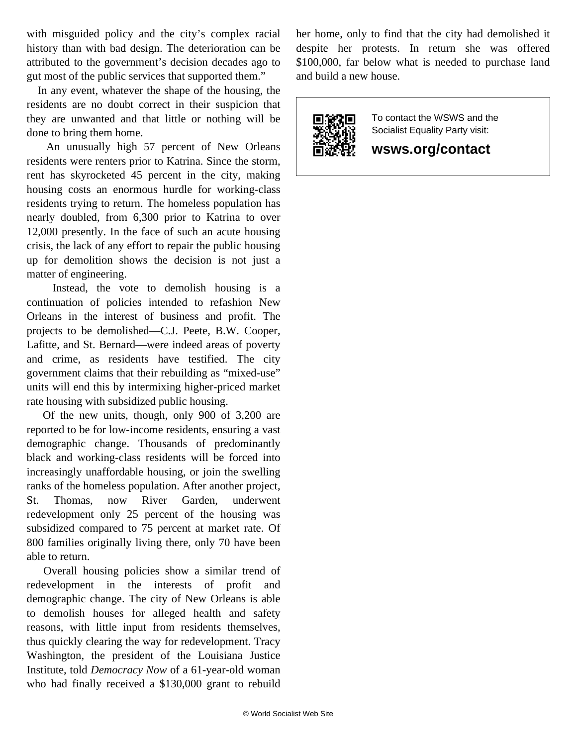with misguided policy and the city's complex racial history than with bad design. The deterioration can be attributed to the government's decision decades ago to gut most of the public services that supported them."

In any event, whatever the shape of the housing, the residents are no doubt correct in their suspicion that they are unwanted and that little or nothing will be done to bring them home.

An unusually high 57 percent of New Orleans residents were renters prior to Katrina. Since the storm, rent has skyrocketed 45 percent in the city, making housing costs an enormous hurdle for working-class residents trying to return. The homeless population has nearly doubled, from 6,300 prior to Katrina to over 12,000 presently. In the face of such an acute housing crisis, the lack of any effort to repair the public housing up for demolition shows the decision is not just a matter of engineering.

Instead, the vote to demolish housing is a continuation of policies intended to refashion New Orleans in the interest of business and profit. The projects to be demolished—C.J. Peete, B.W. Cooper, Lafitte, and St. Bernard—were indeed areas of poverty and crime, as residents have testified. The city government claims that their rebuilding as "mixed-use" units will end this by intermixing higher-priced market rate housing with subsidized public housing.

Of the new units, though, only 900 of 3,200 are reported to be for low-income residents, ensuring a vast demographic change. Thousands of predominantly black and working-class residents will be forced into increasingly unaffordable housing, or join the swelling ranks of the homeless population. After another project, St. Thomas, now River Garden, underwent redevelopment only 25 percent of the housing was subsidized compared to 75 percent at market rate. Of 800 families originally living there, only 70 have been able to return.

Overall housing policies show a similar trend of redevelopment in the interests of profit and demographic change. The city of New Orleans is able to demolish houses for alleged health and safety reasons, with little input from residents themselves, thus quickly clearing the way for redevelopment. Tracy Washington, the president of the Louisiana Justice Institute, told *Democracy Now* of a 61-year-old woman who had finally received a $130,000 grant to rebuild her home, only to find that the city had demolished it despite her protests. In return she was offered $100,000, far below what is needed to purchase land and build a new house.

To contact the WSWS and the Socialist Equality Party visit:

**wsws.org/contact**